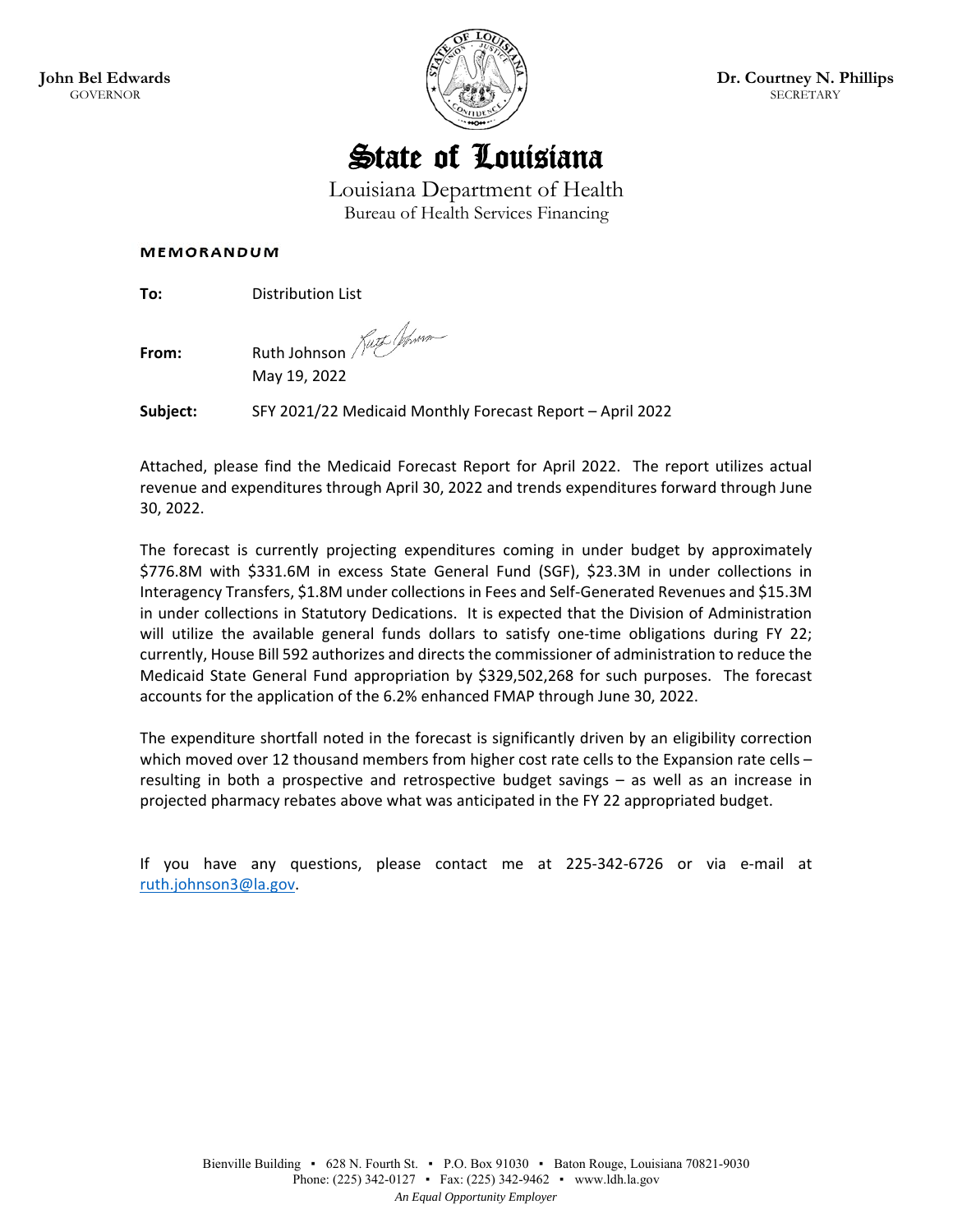**John Bel Edwards**
GOVERNOR

**Dr. Courtney N. Phillips**
SECRETARY

# State of Louisiana

Louisiana Department of Health
Bureau of Health Services Financing

**MEMORANDUM**

**To:** Distribution List

**From:** Ruth Johnson
May 19, 2022

**Subject:** SFY 2021/22 Medicaid Monthly Forecast Report – April 2022

Attached, please find the Medicaid Forecast Report for April 2022. The report utilizes actual revenue and expenditures through April 30, 2022 and trends expenditures forward through June 30, 2022.

The forecast is currently projecting expenditures coming in under budget by approximately $776.8M with $331.6M in excess State General Fund (SGF), $23.3M in under collections in Interagency Transfers, $1.8M under collections in Fees and Self-Generated Revenues and $15.3M in under collections in Statutory Dedications. It is expected that the Division of Administration will utilize the available general funds dollars to satisfy one-time obligations during FY 22; currently, House Bill 592 authorizes and directs the commissioner of administration to reduce the Medicaid State General Fund appropriation by $329,502,268 for such purposes. The forecast accounts for the application of the 6.2% enhanced FMAP through June 30, 2022.

The expenditure shortfall noted in the forecast is significantly driven by an eligibility correction which moved over 12 thousand members from higher cost rate cells to the Expansion rate cells – resulting in both a prospective and retrospective budget savings – as well as an increase in projected pharmacy rebates above what was anticipated in the FY 22 appropriated budget.

If you have any questions, please contact me at 225-342-6726 or via e-mail at ruth.johnson3@la.gov.

Bienville Building ▪ 628 N. Fourth St. ▪ P.O. Box 91030 ▪ Baton Rouge, Louisiana 70821-9030
Phone: (225) 342-0127 ▪ Fax: (225) 342-9462 ▪ www.ldh.la.gov
*An Equal Opportunity Employer*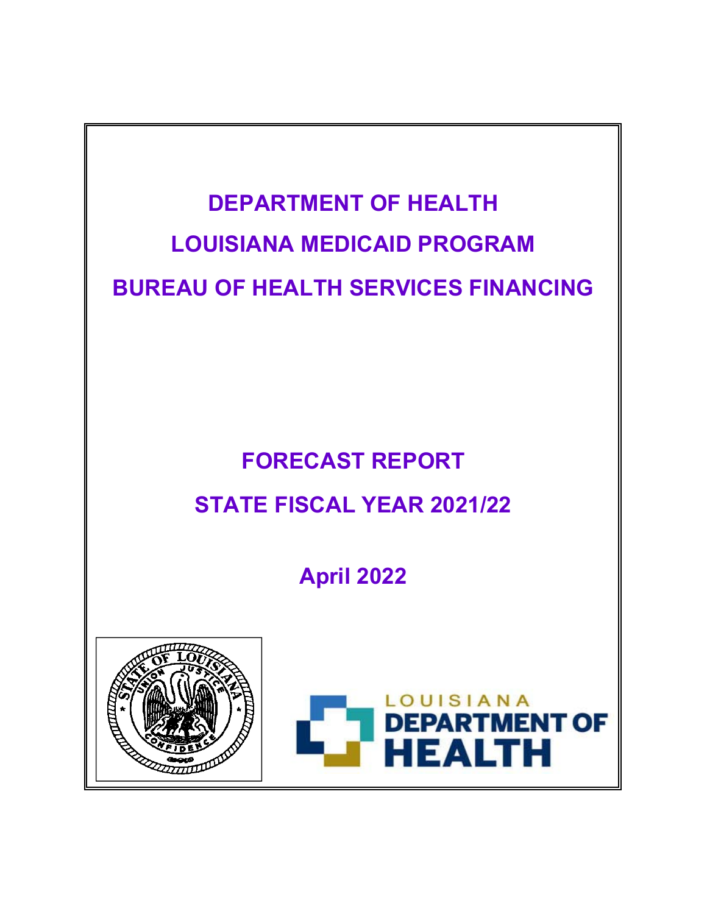# DEPARTMENT OF HEALTH

# LOUISIANA MEDICAID PROGRAM

# BUREAU OF HEALTH SERVICES FINANCING

## FORECAST REPORT

## STATE FISCAL YEAR 2021/22

## April 2022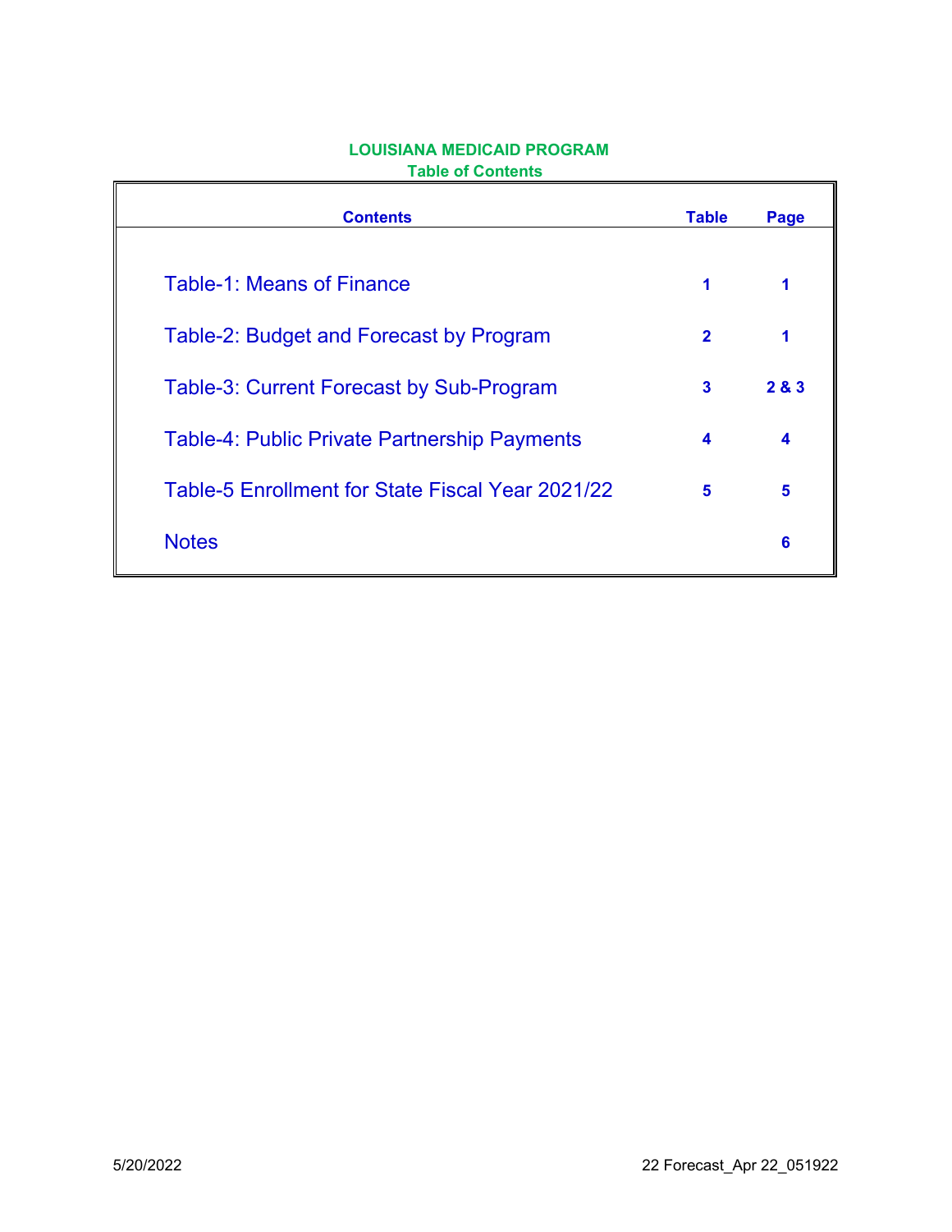# LOUISIANA MEDICAID PROGRAM

## Table of Contents

| Contents | Table | Page |
|---|---|---|
| Table-1: Means of Finance | 1 | 1 |
| Table-2: Budget and Forecast by Program | 2 | 1 |
| Table-3: Current Forecast by Sub-Program | 3 | 2 & 3 |
| Table-4: Public Private Partnership Payments | 4 | 4 |
| Table-5 Enrollment for State Fiscal Year 2021/22 | 5 | 5 |
| Notes | | 6 |

5/20/2022 22 Forecast_Apr 22_051922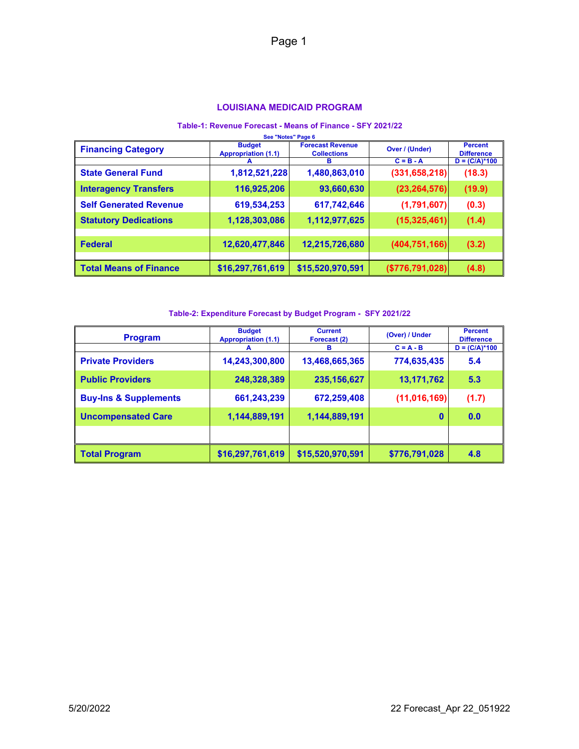## LOUISIANA MEDICAID PROGRAM

### Table-1: Revenue Forecast - Means of Finance - SFY 2021/22

See "Notes" Page 6

| Financing Category | Budget Appropriation (1.1) | Forecast Revenue Collections | Over / (Under) | Percent Difference |
|---|---|---|---|---|
| | A | B | C = B - A | D = (C/A)*100 |
| **State General Fund** | 1,812,521,228 | 1,480,863,010 | (331,658,218) | (18.3) |
| **Interagency Transfers** | 116,925,206 | 93,660,630 | (23,264,576) | (19.9) |
| **Self Generated Revenue** | 619,534,253 | 617,742,646 | (1,791,607) | (0.3) |
| **Statutory Dedications** | 1,128,303,086 | 1,112,977,625 | (15,325,461) | (1.4) |
| | | | | |
| **Federal** | 12,620,477,846 | 12,215,726,680 | (404,751,166) | (3.2) |
| | | | | |
| **Total Means of Finance** | $16,297,761,619 | $15,520,970,591 | ($776,791,028) | (4.8) |

### Table-2: Expenditure Forecast by Budget Program - SFY 2021/22

| Program | Budget Appropriation (1.1) | Current Forecast (2) | (Over) / Under | Percent Difference |
|---|---|---|---|---|
| | A | B | C = A - B | D = (C/A)*100 |
| **Private Providers** | 14,243,300,800 | 13,468,665,365 | 774,635,435 | 5.4 |
| **Public Providers** | 248,328,389 | 235,156,627 | 13,171,762 | 5.3 |
| **Buy-Ins & Supplements** | 661,243,239 | 672,259,408 | (11,016,169) | (1.7) |
| **Uncompensated Care** | 1,144,889,191 | 1,144,889,191 | 0 | 0.0 |
| | | | | |
| **Total Program** | $16,297,761,619 | $15,520,970,591 | $776,791,028 | 4.8 |

5/20/2022

22 Forecast_Apr 22_051922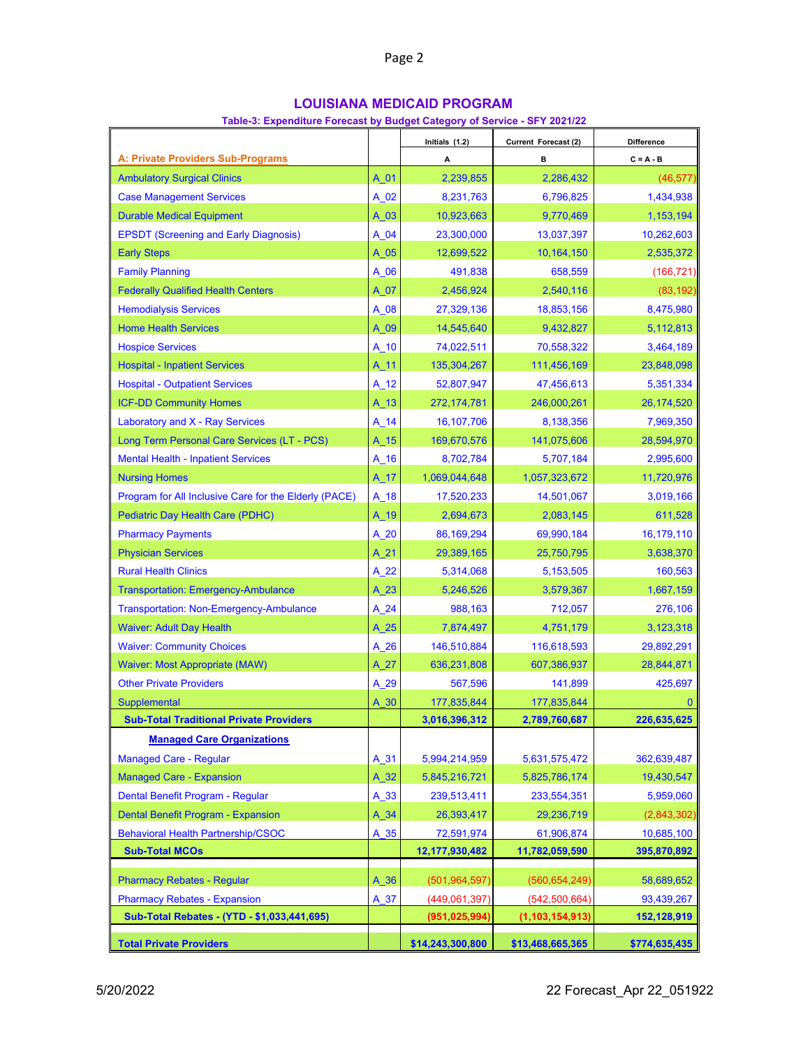# LOUISIANA MEDICAID PROGRAM

### Table-3: Expenditure Forecast by Budget Category of Service - SFY 2021/22

| A: Private Providers Sub-Programs | | Initials (1.2) A | Current Forecast (2) B | Difference C = A - B |
|---|---|---|---|---|
| Ambulatory Surgical Clinics | A_01 | 2,239,855 | 2,286,432 | (46,577) |
| Case Management Services | A_02 | 8,231,763 | 6,796,825 | 1,434,938 |
| Durable Medical Equipment | A_03 | 10,923,663 | 9,770,469 | 1,153,194 |
| EPSDT (Screening and Early Diagnosis) | A_04 | 23,300,000 | 13,037,397 | 10,262,603 |
| Early Steps | A_05 | 12,699,522 | 10,164,150 | 2,535,372 |
| Family Planning | A_06 | 491,838 | 658,559 | (166,721) |
| Federally Qualified Health Centers | A_07 | 2,456,924 | 2,540,116 | (83,192) |
| Hemodialysis Services | A_08 | 27,329,136 | 18,853,156 | 8,475,980 |
| Home Health Services | A_09 | 14,545,640 | 9,432,827 | 5,112,813 |
| Hospice Services | A_10 | 74,022,511 | 70,558,322 | 3,464,189 |
| Hospital - Inpatient Services | A_11 | 135,304,267 | 111,456,169 | 23,848,098 |
| Hospital - Outpatient Services | A_12 | 52,807,947 | 47,456,613 | 5,351,334 |
| ICF-DD Community Homes | A_13 | 272,174,781 | 246,000,261 | 26,174,520 |
| Laboratory and X - Ray Services | A_14 | 16,107,706 | 8,138,356 | 7,969,350 |
| Long Term Personal Care Services (LT - PCS) | A_15 | 169,670,576 | 141,075,606 | 28,594,970 |
| Mental Health - Inpatient Services | A_16 | 8,702,784 | 5,707,184 | 2,995,600 |
| Nursing Homes | A_17 | 1,069,044,648 | 1,057,323,672 | 11,720,976 |
| Program for All Inclusive Care for the Elderly (PACE) | A_18 | 17,520,233 | 14,501,067 | 3,019,166 |
| Pediatric Day Health Care (PDHC) | A_19 | 2,694,673 | 2,083,145 | 611,528 |
| Pharmacy Payments | A_20 | 86,169,294 | 69,990,184 | 16,179,110 |
| Physician Services | A_21 | 29,389,165 | 25,750,795 | 3,638,370 |
| Rural Health Clinics | A_22 | 5,314,068 | 5,153,505 | 160,563 |
| Transportation: Emergency-Ambulance | A_23 | 5,246,526 | 3,579,367 | 1,667,159 |
| Transportation: Non-Emergency-Ambulance | A_24 | 988,163 | 712,057 | 276,106 |
| Waiver: Adult Day Health | A_25 | 7,874,497 | 4,751,179 | 3,123,318 |
| Waiver: Community Choices | A_26 | 146,510,884 | 116,618,593 | 29,892,291 |
| Waiver: Most Appropriate (MAW) | A_27 | 636,231,808 | 607,386,937 | 28,844,871 |
| Other Private Providers | A_29 | 567,596 | 141,899 | 425,697 |
| Supplemental | A_30 | 177,835,844 | 177,835,844 | 0 |
| **Sub-Total Traditional Private Providers** | | **3,016,396,312** | **2,789,760,687** | **226,635,625** |
| **Managed Care Organizations** | | | | |
| Managed Care - Regular | A_31 | 5,994,214,959 | 5,631,575,472 | 362,639,487 |
| Managed Care - Expansion | A_32 | 5,845,216,721 | 5,825,786,174 | 19,430,547 |
| Dental Benefit Program - Regular | A_33 | 239,513,411 | 233,554,351 | 5,959,060 |
| Dental Benefit Program - Expansion | A_34 | 26,393,417 | 29,236,719 | (2,843,302) |
| Behavioral Health Partnership/CSOC | A_35 | 72,591,974 | 61,906,874 | 10,685,100 |
| **Sub-Total MCOs** | | **12,177,930,482** | **11,782,059,590** | **395,870,892** |
| Pharmacy Rebates - Regular | A_36 | (501,964,597) | (560,654,249) | 58,689,652 |
| Pharmacy Rebates - Expansion | A_37 | (449,061,397) | (542,500,664) | 93,439,267 |
| **Sub-Total Rebates - (YTD - $1,033,441,695)** | | **(951,025,994)** | **(1,103,154,913)** | **152,128,919** |
| **Total Private Providers** | | **$14,243,300,800** | **$13,468,665,365** | **$774,635,435** |

5/20/2022 22 Forecast_Apr 22_051922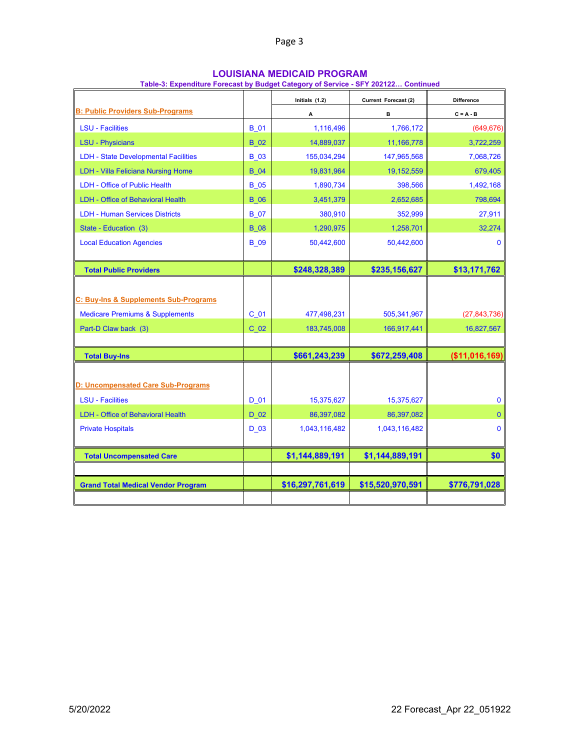# LOUISIANA MEDICAID PROGRAM

### Table-3: Expenditure Forecast by Budget Category of Service - SFY 202122… Continued

| | | Initials (1.2) | Current Forecast (2) | Difference |
|---|---|---|---|---|
| **B: Public Providers Sub-Programs** | | A | B | C = A - B |
| LSU - Facilities | B_01 | 1,116,496 | 1,766,172 | (649,676) |
| LSU - Physicians | B_02 | 14,889,037 | 11,166,778 | 3,722,259 |
| LDH - State Developmental Facilities | B_03 | 155,034,294 | 147,965,568 | 7,068,726 |
| LDH - Villa Feliciana Nursing Home | B_04 | 19,831,964 | 19,152,559 | 679,405 |
| LDH - Office of Public Health | B_05 | 1,890,734 | 398,566 | 1,492,168 |
| LDH - Office of Behavioral Health | B_06 | 3,451,379 | 2,652,685 | 798,694 |
| LDH - Human Services Districts | B_07 | 380,910 | 352,999 | 27,911 |
| State - Education (3) | B_08 | 1,290,975 | 1,258,701 | 32,274 |
| Local Education Agencies | B_09 | 50,442,600 | 50,442,600 | 0 |
| **Total Public Providers** | | **$248,328,389** | **$235,156,627** | **$13,171,762** |
| **C: Buy-Ins & Supplements Sub-Programs** | | | | |
| Medicare Premiums & Supplements | C_01 | 477,498,231 | 505,341,967 | (27,843,736) |
| Part-D Claw back (3) | C_02 | 183,745,008 | 166,917,441 | 16,827,567 |
| **Total Buy-Ins** | | **$661,243,239** | **$672,259,408** | **($11,016,169)** |
| **D: Uncompensated Care Sub-Programs** | | | | |
| LSU - Facilities | D_01 | 15,375,627 | 15,375,627 | 0 |
| LDH - Office of Behavioral Health | D_02 | 86,397,082 | 86,397,082 | 0 |
| Private Hospitals | D_03 | 1,043,116,482 | 1,043,116,482 | 0 |
| **Total Uncompensated Care** | | **$1,144,889,191** | **$1,144,889,191** | **$0** |
| **Grand Total Medical Vendor Program** | | **$16,297,761,619** | **$15,520,970,591** | **$776,791,028** |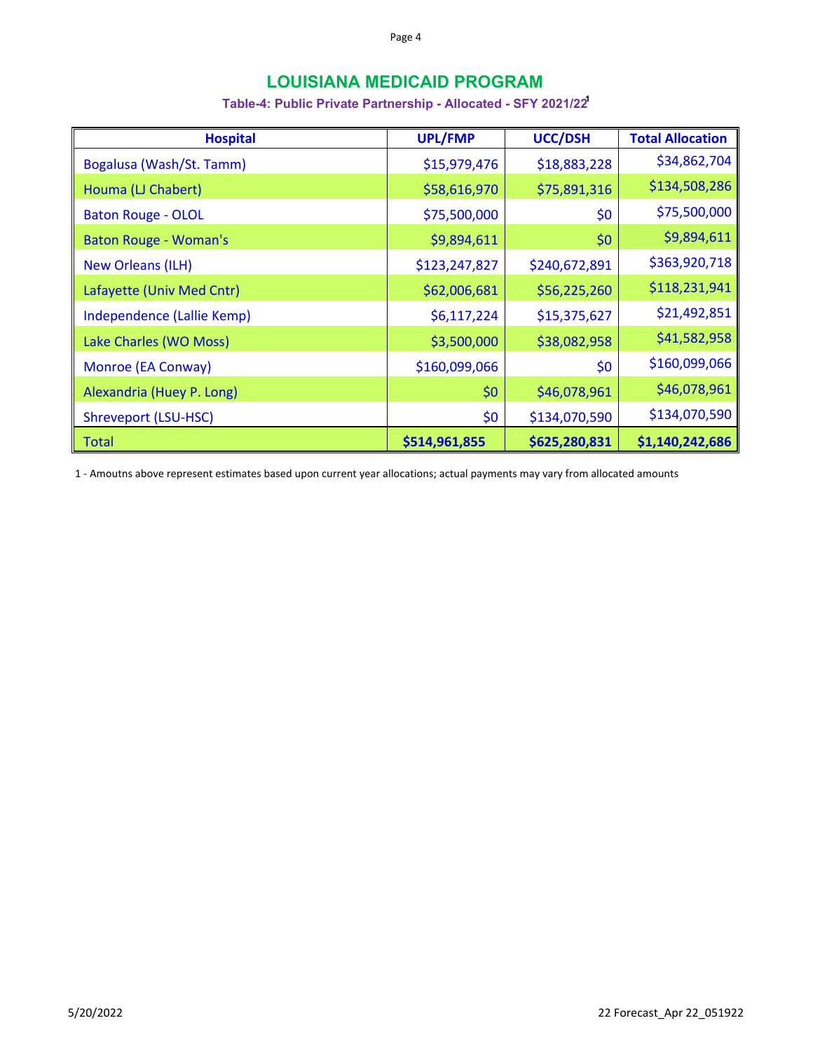# LOUISIANA MEDICAID PROGRAM

### Table-4: Public Private Partnership - Allocated - SFY 2021/22[1]

| Hospital | UPL/FMP | UCC/DSH | Total Allocation |
|---|---|---|---|
| Bogalusa (Wash/St. Tamm) | $15,979,476 | $18,883,228 | $34,862,704 |
| Houma (LJ Chabert) | $58,616,970 | $75,891,316 | $134,508,286 |
| Baton Rouge - OLOL | $75,500,000 | $0 | $75,500,000 |
| Baton Rouge - Woman's | $9,894,611 | $0 | $9,894,611 |
| New Orleans (ILH) | $123,247,827 | $240,672,891 | $363,920,718 |
| Lafayette (Univ Med Cntr) | $62,006,681 | $56,225,260 | $118,231,941 |
| Independence (Lallie Kemp) | $6,117,224 | $15,375,627 | $21,492,851 |
| Lake Charles (WO Moss) | $3,500,000 | $38,082,958 | $41,582,958 |
| Monroe (EA Conway) | $160,099,066 | $0 | $160,099,066 |
| Alexandria (Huey P. Long) | $0 | $46,078,961 | $46,078,961 |
| Shreveport (LSU-HSC) | $0 | $134,070,590 | $134,070,590 |
| Total | **$514,961,855** | **$625,280,831** | **$1,140,242,686** |

1 - Amoutns above represent estimates based upon current year allocations; actual payments may vary from allocated amounts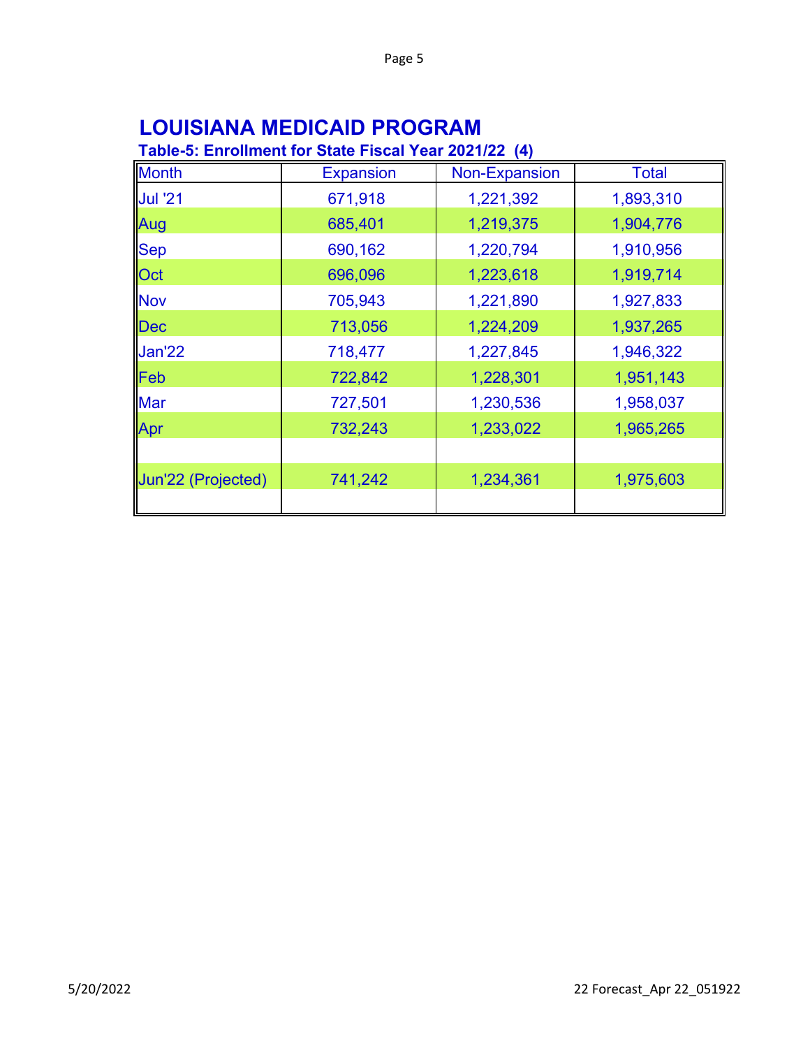# LOUISIANA MEDICAID PROGRAM

## Table-5: Enrollment for State Fiscal Year 2021/22 (4)

| Month | Expansion | Non-Expansion | Total |
|---|---|---|---|
| Jul '21 | 671,918 | 1,221,392 | 1,893,310 |
| Aug | 685,401 | 1,219,375 | 1,904,776 |
| Sep | 690,162 | 1,220,794 | 1,910,956 |
| Oct | 696,096 | 1,223,618 | 1,919,714 |
| Nov | 705,943 | 1,221,890 | 1,927,833 |
| Dec | 713,056 | 1,224,209 | 1,937,265 |
| Jan'22 | 718,477 | 1,227,845 | 1,946,322 |
| Feb | 722,842 | 1,228,301 | 1,951,143 |
| Mar | 727,501 | 1,230,536 | 1,958,037 |
| Apr | 732,243 | 1,233,022 | 1,965,265 |
| | | | |
| Jun'22 (Projected) | 741,242 | 1,234,361 | 1,975,603 |
| | | | |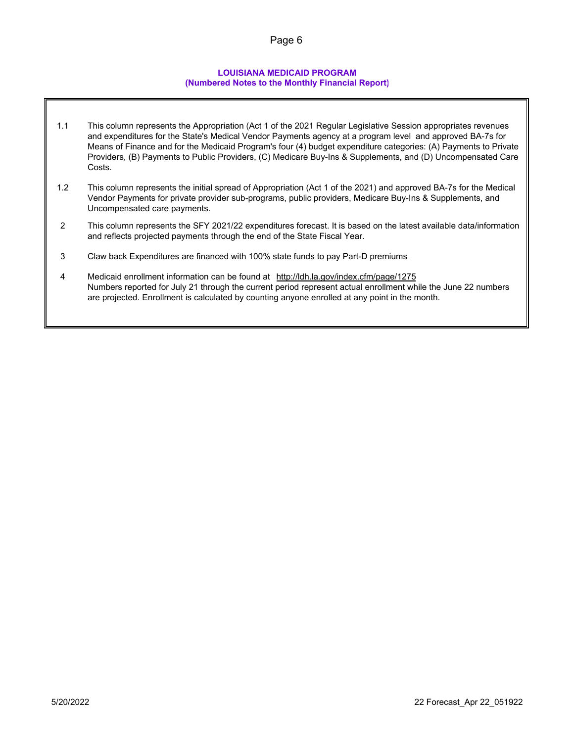## LOUISIANA MEDICAID PROGRAM
### (Numbered Notes to the Monthly Financial Report)

1.1 This column represents the Appropriation (Act 1 of the 2021 Regular Legislative Session appropriates revenues and expenditures for the State's Medical Vendor Payments agency at a program level and approved BA-7s for Means of Finance and for the Medicaid Program's four (4) budget expenditure categories: (A) Payments to Private Providers, (B) Payments to Public Providers, (C) Medicare Buy-Ins & Supplements, and (D) Uncompensated Care Costs.

1.2 This column represents the initial spread of Appropriation (Act 1 of the 2021) and approved BA-7s for the Medical Vendor Payments for private provider sub-programs, public providers, Medicare Buy-Ins & Supplements, and Uncompensated care payments.

2 This column represents the SFY 2021/22 expenditures forecast. It is based on the latest available data/information and reflects projected payments through the end of the State Fiscal Year.

3 Claw back Expenditures are financed with 100% state funds to pay Part-D premiums.

4 Medicaid enrollment information can be found at http://ldh.la.gov/index.cfm/page/1275
Numbers reported for July 21 through the current period represent actual enrollment while the June 22 numbers are projected. Enrollment is calculated by counting anyone enrolled at any point in the month.

5/20/2022 22 Forecast_Apr 22_051922